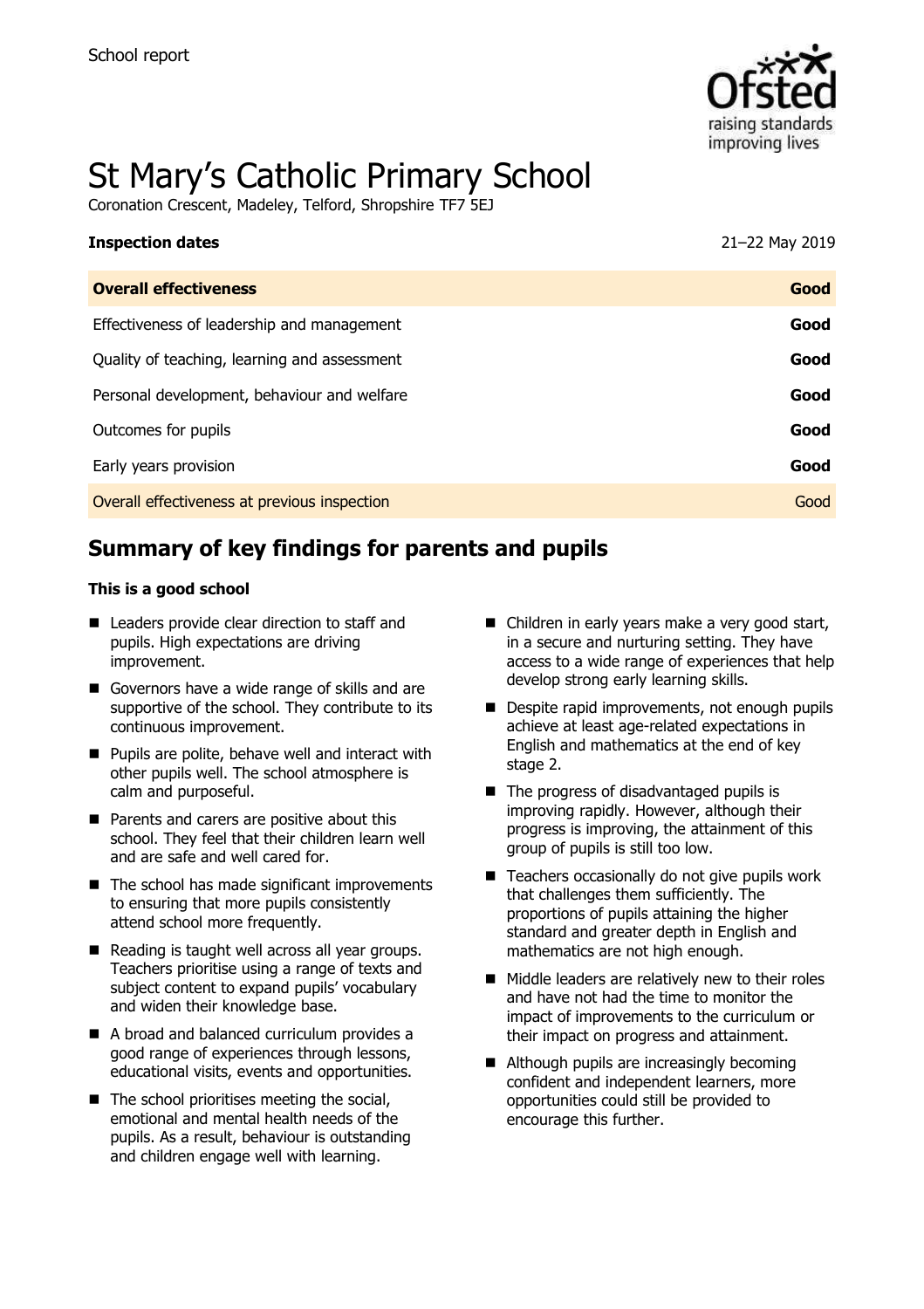School report

# St Mary's Catholic Primary School

Coronation Crescent, Madeley, Telford, Shropshire TF7 5EJ

| **Inspection dates** | 21–22 May 2019 |
|---|---|
| **Overall effectiveness** | **Good** |
| Effectiveness of leadership and management | **Good** |
| Quality of teaching, learning and assessment | **Good** |
| Personal development, behaviour and welfare | **Good** |
| Outcomes for pupils | **Good** |
| Early years provision | **Good** |
| Overall effectiveness at previous inspection | Good |

## Summary of key findings for parents and pupils

**This is a good school**

- Leaders provide clear direction to staff and pupils. High expectations are driving improvement.
- Governors have a wide range of skills and are supportive of the school. They contribute to its continuous improvement.
- Pupils are polite, behave well and interact with other pupils well. The school atmosphere is calm and purposeful.
- Parents and carers are positive about this school. They feel that their children learn well and are safe and well cared for.
- The school has made significant improvements to ensuring that more pupils consistently attend school more frequently.
- Reading is taught well across all year groups. Teachers prioritise using a range of texts and subject content to expand pupils' vocabulary and widen their knowledge base.
- A broad and balanced curriculum provides a good range of experiences through lessons, educational visits, events and opportunities.
- The school prioritises meeting the social, emotional and mental health needs of the pupils. As a result, behaviour is outstanding and children engage well with learning.
- Children in early years make a very good start, in a secure and nurturing setting. They have access to a wide range of experiences that help develop strong early learning skills.
- Despite rapid improvements, not enough pupils achieve at least age-related expectations in English and mathematics at the end of key stage 2.
- The progress of disadvantaged pupils is improving rapidly. However, although their progress is improving, the attainment of this group of pupils is still too low.
- Teachers occasionally do not give pupils work that challenges them sufficiently. The proportions of pupils attaining the higher standard and greater depth in English and mathematics are not high enough.
- Middle leaders are relatively new to their roles and have not had the time to monitor the impact of improvements to the curriculum or their impact on progress and attainment.
- Although pupils are increasingly becoming confident and independent learners, more opportunities could still be provided to encourage this further.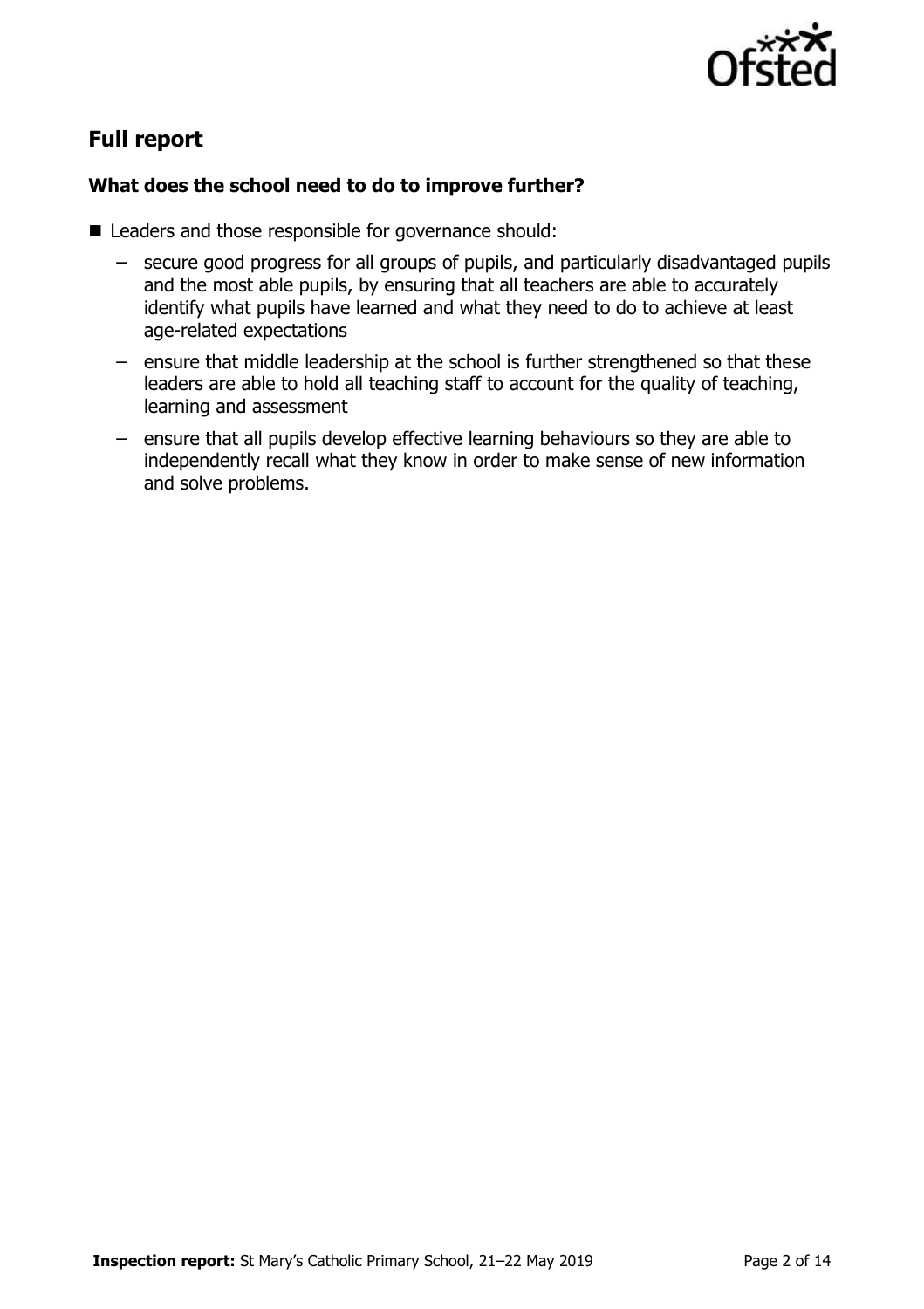## Full report

### What does the school need to do to improve further?

- Leaders and those responsible for governance should:
  - secure good progress for all groups of pupils, and particularly disadvantaged pupils and the most able pupils, by ensuring that all teachers are able to accurately identify what pupils have learned and what they need to do to achieve at least age-related expectations
  - ensure that middle leadership at the school is further strengthened so that these leaders are able to hold all teaching staff to account for the quality of teaching, learning and assessment
  - ensure that all pupils develop effective learning behaviours so they are able to independently recall what they know in order to make sense of new information and solve problems.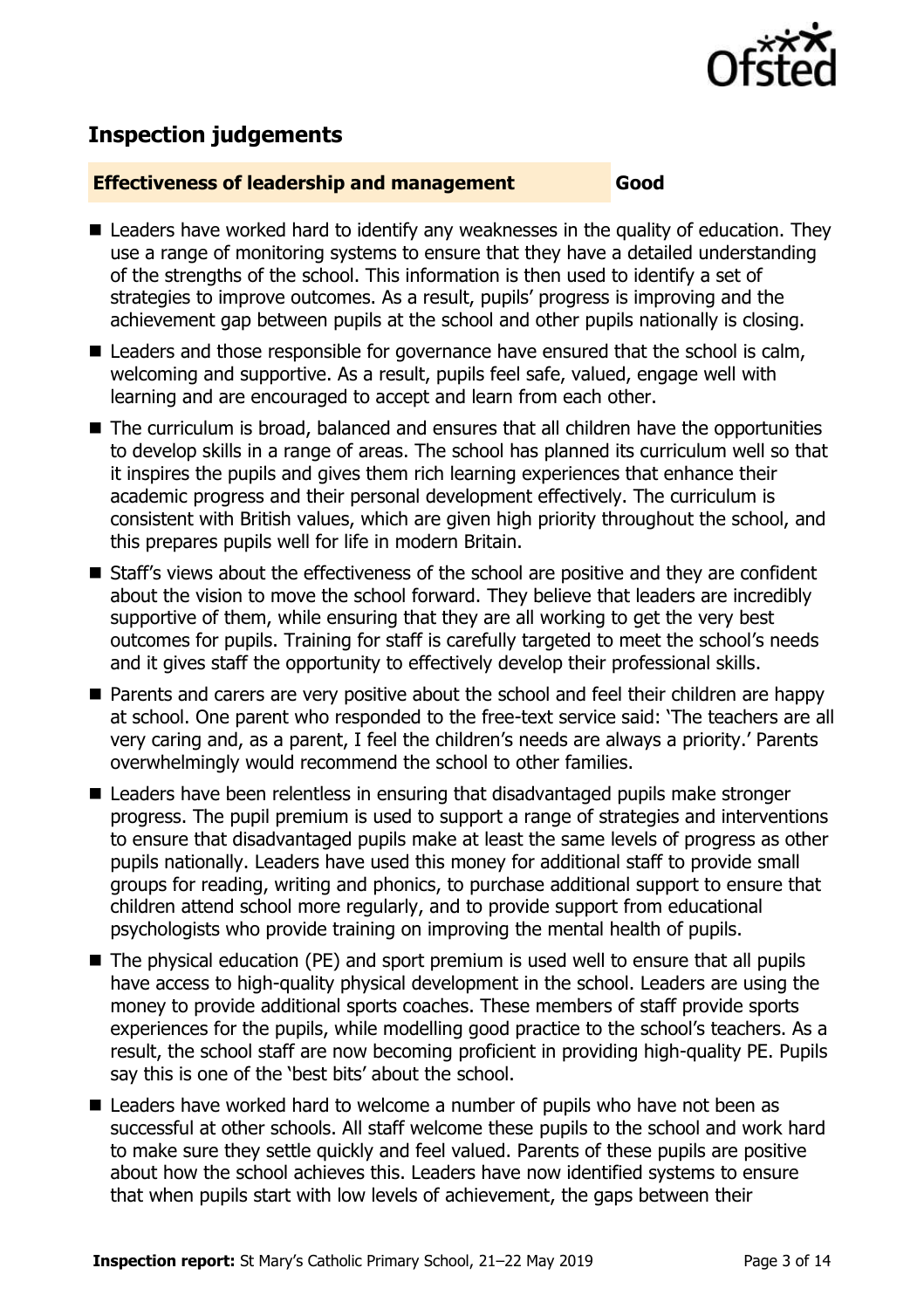## Inspection judgements

**Effectiveness of leadership and management** **Good**

- Leaders have worked hard to identify any weaknesses in the quality of education. They use a range of monitoring systems to ensure that they have a detailed understanding of the strengths of the school. This information is then used to identify a set of strategies to improve outcomes. As a result, pupils' progress is improving and the achievement gap between pupils at the school and other pupils nationally is closing.
- Leaders and those responsible for governance have ensured that the school is calm, welcoming and supportive. As a result, pupils feel safe, valued, engage well with learning and are encouraged to accept and learn from each other.
- The curriculum is broad, balanced and ensures that all children have the opportunities to develop skills in a range of areas. The school has planned its curriculum well so that it inspires the pupils and gives them rich learning experiences that enhance their academic progress and their personal development effectively. The curriculum is consistent with British values, which are given high priority throughout the school, and this prepares pupils well for life in modern Britain.
- Staff's views about the effectiveness of the school are positive and they are confident about the vision to move the school forward. They believe that leaders are incredibly supportive of them, while ensuring that they are all working to get the very best outcomes for pupils. Training for staff is carefully targeted to meet the school's needs and it gives staff the opportunity to effectively develop their professional skills.
- Parents and carers are very positive about the school and feel their children are happy at school. One parent who responded to the free-text service said: 'The teachers are all very caring and, as a parent, I feel the children's needs are always a priority.' Parents overwhelmingly would recommend the school to other families.
- Leaders have been relentless in ensuring that disadvantaged pupils make stronger progress. The pupil premium is used to support a range of strategies and interventions to ensure that disadvantaged pupils make at least the same levels of progress as other pupils nationally. Leaders have used this money for additional staff to provide small groups for reading, writing and phonics, to purchase additional support to ensure that children attend school more regularly, and to provide support from educational psychologists who provide training on improving the mental health of pupils.
- The physical education (PE) and sport premium is used well to ensure that all pupils have access to high-quality physical development in the school. Leaders are using the money to provide additional sports coaches. These members of staff provide sports experiences for the pupils, while modelling good practice to the school's teachers. As a result, the school staff are now becoming proficient in providing high-quality PE. Pupils say this is one of the 'best bits' about the school.
- Leaders have worked hard to welcome a number of pupils who have not been as successful at other schools. All staff welcome these pupils to the school and work hard to make sure they settle quickly and feel valued. Parents of these pupils are positive about how the school achieves this. Leaders have now identified systems to ensure that when pupils start with low levels of achievement, the gaps between their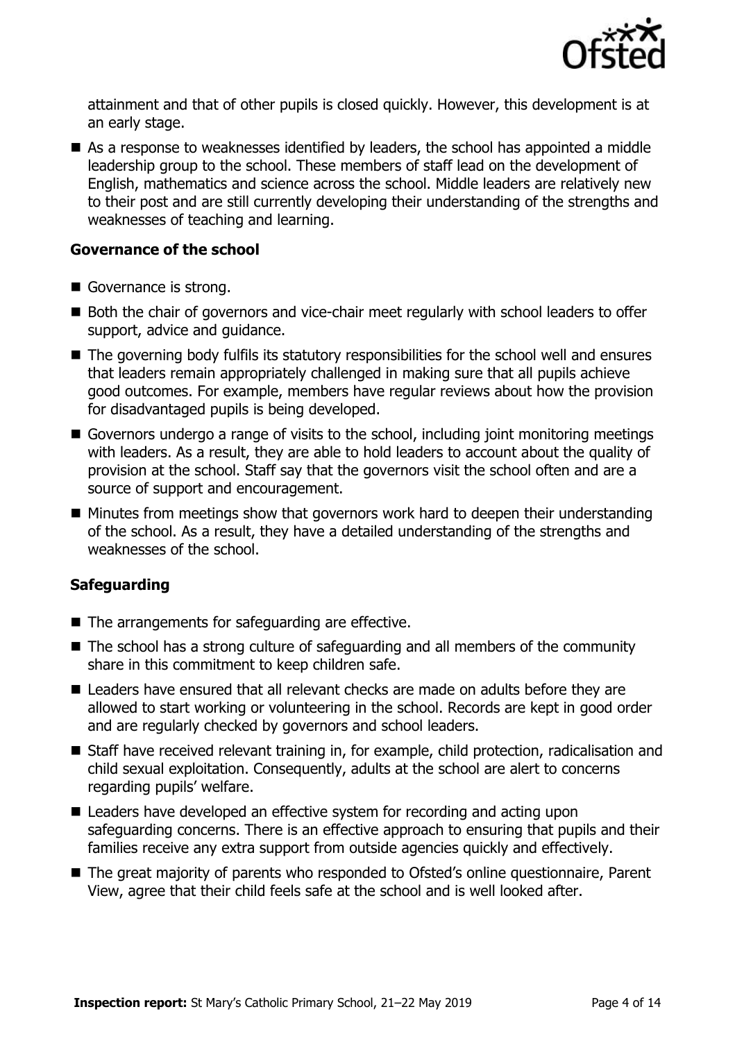attainment and that of other pupils is closed quickly. However, this development is at an early stage.

- As a response to weaknesses identified by leaders, the school has appointed a middle leadership group to the school. These members of staff lead on the development of English, mathematics and science across the school. Middle leaders are relatively new to their post and are still currently developing their understanding of the strengths and weaknesses of teaching and learning.

### Governance of the school

- Governance is strong.
- Both the chair of governors and vice-chair meet regularly with school leaders to offer support, advice and guidance.
- The governing body fulfils its statutory responsibilities for the school well and ensures that leaders remain appropriately challenged in making sure that all pupils achieve good outcomes. For example, members have regular reviews about how the provision for disadvantaged pupils is being developed.
- Governors undergo a range of visits to the school, including joint monitoring meetings with leaders. As a result, they are able to hold leaders to account about the quality of provision at the school. Staff say that the governors visit the school often and are a source of support and encouragement.
- Minutes from meetings show that governors work hard to deepen their understanding of the school. As a result, they have a detailed understanding of the strengths and weaknesses of the school.

### Safeguarding

- The arrangements for safeguarding are effective.
- The school has a strong culture of safeguarding and all members of the community share in this commitment to keep children safe.
- Leaders have ensured that all relevant checks are made on adults before they are allowed to start working or volunteering in the school. Records are kept in good order and are regularly checked by governors and school leaders.
- Staff have received relevant training in, for example, child protection, radicalisation and child sexual exploitation. Consequently, adults at the school are alert to concerns regarding pupils' welfare.
- Leaders have developed an effective system for recording and acting upon safeguarding concerns. There is an effective approach to ensuring that pupils and their families receive any extra support from outside agencies quickly and effectively.
- The great majority of parents who responded to Ofsted's online questionnaire, Parent View, agree that their child feels safe at the school and is well looked after.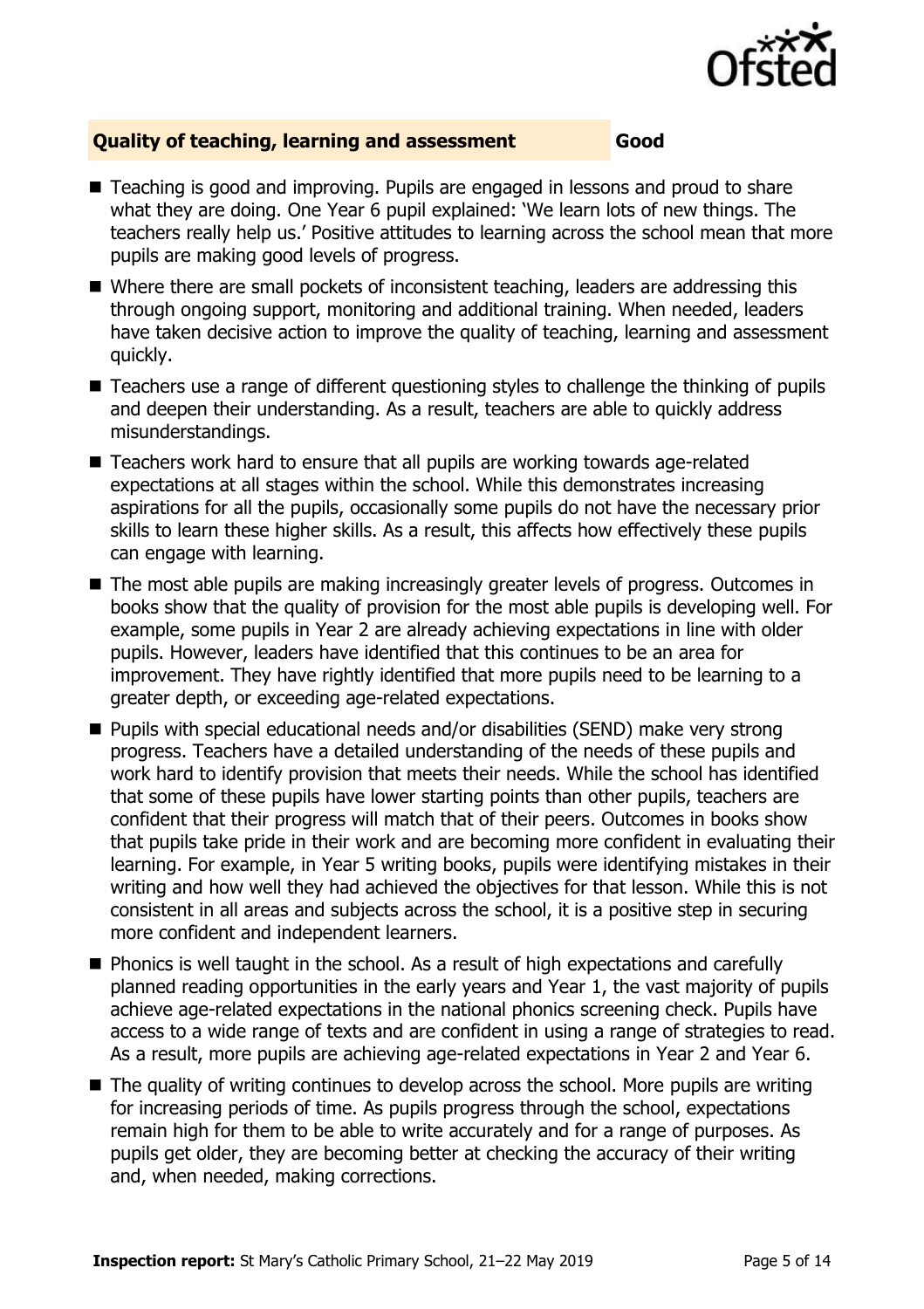## Quality of teaching, learning and assessment — Good

- Teaching is good and improving. Pupils are engaged in lessons and proud to share what they are doing. One Year 6 pupil explained: 'We learn lots of new things. The teachers really help us.' Positive attitudes to learning across the school mean that more pupils are making good levels of progress.
- Where there are small pockets of inconsistent teaching, leaders are addressing this through ongoing support, monitoring and additional training. When needed, leaders have taken decisive action to improve the quality of teaching, learning and assessment quickly.
- Teachers use a range of different questioning styles to challenge the thinking of pupils and deepen their understanding. As a result, teachers are able to quickly address misunderstandings.
- Teachers work hard to ensure that all pupils are working towards age-related expectations at all stages within the school. While this demonstrates increasing aspirations for all the pupils, occasionally some pupils do not have the necessary prior skills to learn these higher skills. As a result, this affects how effectively these pupils can engage with learning.
- The most able pupils are making increasingly greater levels of progress. Outcomes in books show that the quality of provision for the most able pupils is developing well. For example, some pupils in Year 2 are already achieving expectations in line with older pupils. However, leaders have identified that this continues to be an area for improvement. They have rightly identified that more pupils need to be learning to a greater depth, or exceeding age-related expectations.
- Pupils with special educational needs and/or disabilities (SEND) make very strong progress. Teachers have a detailed understanding of the needs of these pupils and work hard to identify provision that meets their needs. While the school has identified that some of these pupils have lower starting points than other pupils, teachers are confident that their progress will match that of their peers. Outcomes in books show that pupils take pride in their work and are becoming more confident in evaluating their learning. For example, in Year 5 writing books, pupils were identifying mistakes in their writing and how well they had achieved the objectives for that lesson. While this is not consistent in all areas and subjects across the school, it is a positive step in securing more confident and independent learners.
- Phonics is well taught in the school. As a result of high expectations and carefully planned reading opportunities in the early years and Year 1, the vast majority of pupils achieve age-related expectations in the national phonics screening check. Pupils have access to a wide range of texts and are confident in using a range of strategies to read. As a result, more pupils are achieving age-related expectations in Year 2 and Year 6.
- The quality of writing continues to develop across the school. More pupils are writing for increasing periods of time. As pupils progress through the school, expectations remain high for them to be able to write accurately and for a range of purposes. As pupils get older, they are becoming better at checking the accuracy of their writing and, when needed, making corrections.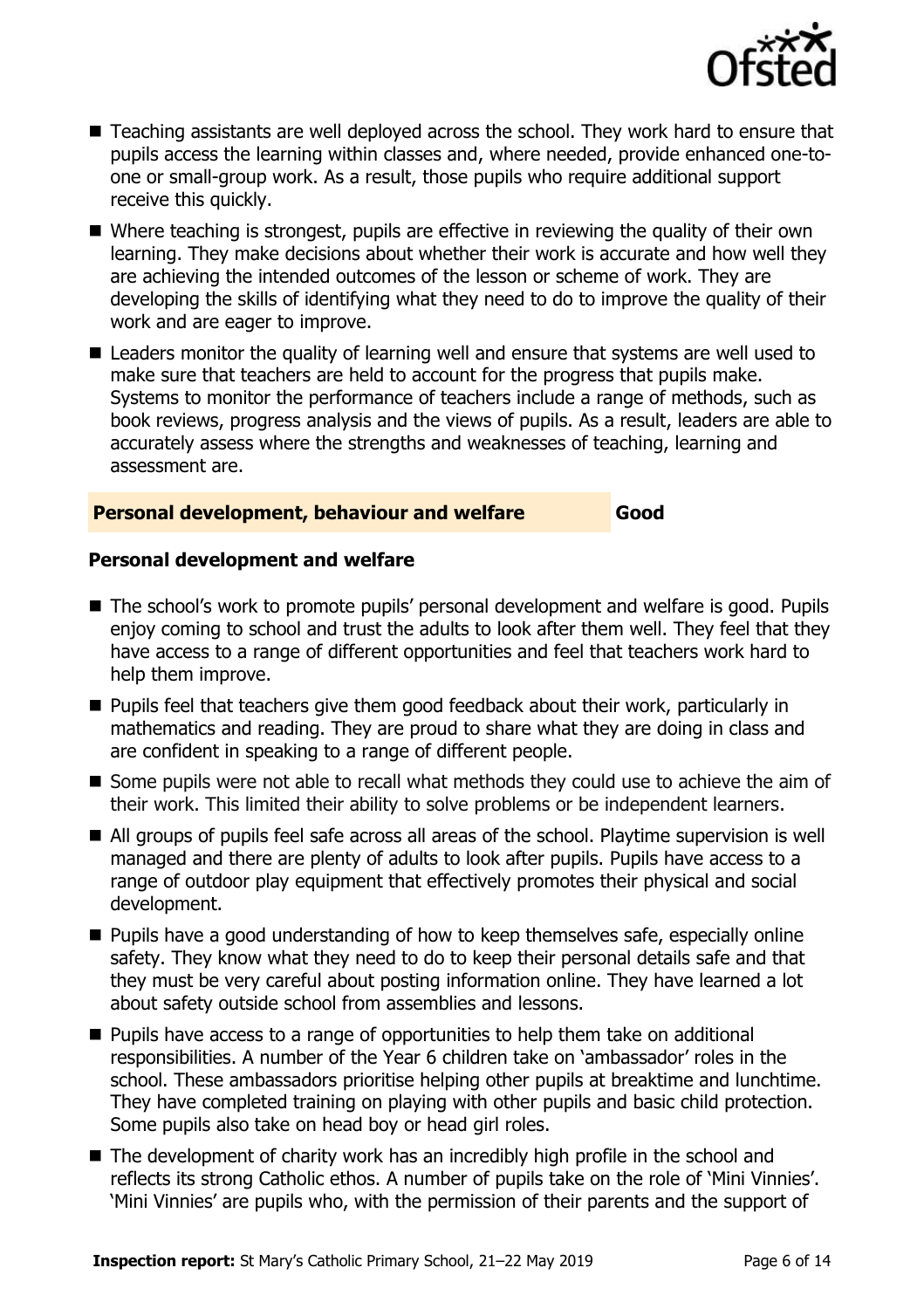- Teaching assistants are well deployed across the school. They work hard to ensure that pupils access the learning within classes and, where needed, provide enhanced one-to-one or small-group work. As a result, those pupils who require additional support receive this quickly.
- Where teaching is strongest, pupils are effective in reviewing the quality of their own learning. They make decisions about whether their work is accurate and how well they are achieving the intended outcomes of the lesson or scheme of work. They are developing the skills of identifying what they need to do to improve the quality of their work and are eager to improve.
- Leaders monitor the quality of learning well and ensure that systems are well used to make sure that teachers are held to account for the progress that pupils make. Systems to monitor the performance of teachers include a range of methods, such as book reviews, progress analysis and the views of pupils. As a result, leaders are able to accurately assess where the strengths and weaknesses of teaching, learning and assessment are.

## Personal development, behaviour and welfare — Good

### Personal development and welfare

- The school's work to promote pupils' personal development and welfare is good. Pupils enjoy coming to school and trust the adults to look after them well. They feel that they have access to a range of different opportunities and feel that teachers work hard to help them improve.
- Pupils feel that teachers give them good feedback about their work, particularly in mathematics and reading. They are proud to share what they are doing in class and are confident in speaking to a range of different people.
- Some pupils were not able to recall what methods they could use to achieve the aim of their work. This limited their ability to solve problems or be independent learners.
- All groups of pupils feel safe across all areas of the school. Playtime supervision is well managed and there are plenty of adults to look after pupils. Pupils have access to a range of outdoor play equipment that effectively promotes their physical and social development.
- Pupils have a good understanding of how to keep themselves safe, especially online safety. They know what they need to do to keep their personal details safe and that they must be very careful about posting information online. They have learned a lot about safety outside school from assemblies and lessons.
- Pupils have access to a range of opportunities to help them take on additional responsibilities. A number of the Year 6 children take on 'ambassador' roles in the school. These ambassadors prioritise helping other pupils at breaktime and lunchtime. They have completed training on playing with other pupils and basic child protection. Some pupils also take on head boy or head girl roles.
- The development of charity work has an incredibly high profile in the school and reflects its strong Catholic ethos. A number of pupils take on the role of 'Mini Vinnies'. 'Mini Vinnies' are pupils who, with the permission of their parents and the support of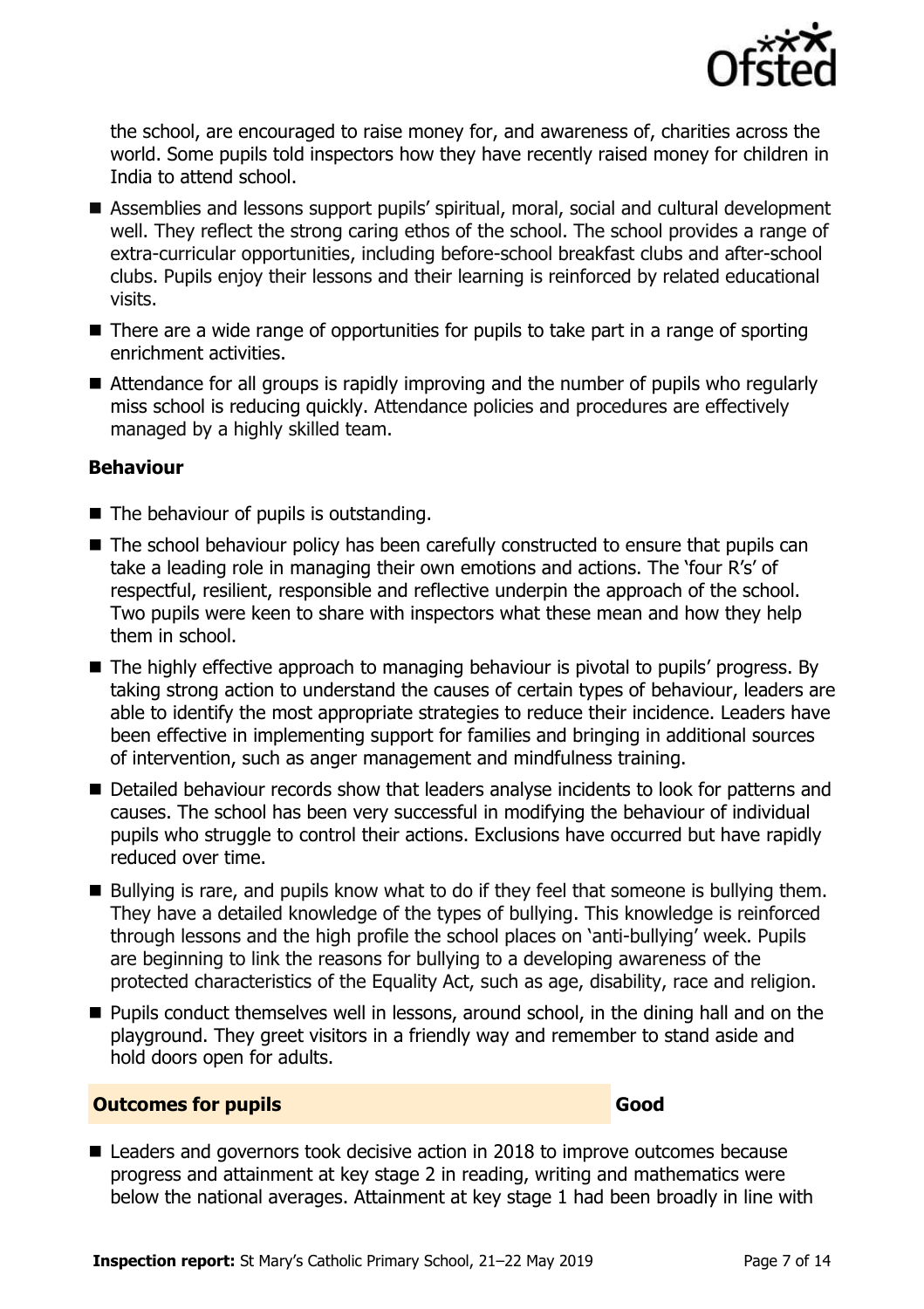the school, are encouraged to raise money for, and awareness of, charities across the world. Some pupils told inspectors how they have recently raised money for children in India to attend school.

- Assemblies and lessons support pupils' spiritual, moral, social and cultural development well. They reflect the strong caring ethos of the school. The school provides a range of extra-curricular opportunities, including before-school breakfast clubs and after-school clubs. Pupils enjoy their lessons and their learning is reinforced by related educational visits.
- There are a wide range of opportunities for pupils to take part in a range of sporting enrichment activities.
- Attendance for all groups is rapidly improving and the number of pupils who regularly miss school is reducing quickly. Attendance policies and procedures are effectively managed by a highly skilled team.

### Behaviour

- The behaviour of pupils is outstanding.
- The school behaviour policy has been carefully constructed to ensure that pupils can take a leading role in managing their own emotions and actions. The 'four R's' of respectful, resilient, responsible and reflective underpin the approach of the school. Two pupils were keen to share with inspectors what these mean and how they help them in school.
- The highly effective approach to managing behaviour is pivotal to pupils' progress. By taking strong action to understand the causes of certain types of behaviour, leaders are able to identify the most appropriate strategies to reduce their incidence. Leaders have been effective in implementing support for families and bringing in additional sources of intervention, such as anger management and mindfulness training.
- Detailed behaviour records show that leaders analyse incidents to look for patterns and causes. The school has been very successful in modifying the behaviour of individual pupils who struggle to control their actions. Exclusions have occurred but have rapidly reduced over time.
- Bullying is rare, and pupils know what to do if they feel that someone is bullying them. They have a detailed knowledge of the types of bullying. This knowledge is reinforced through lessons and the high profile the school places on 'anti-bullying' week. Pupils are beginning to link the reasons for bullying to a developing awareness of the protected characteristics of the Equality Act, such as age, disability, race and religion.
- Pupils conduct themselves well in lessons, around school, in the dining hall and on the playground. They greet visitors in a friendly way and remember to stand aside and hold doors open for adults.

## Outcomes for pupils — Good

- Leaders and governors took decisive action in 2018 to improve outcomes because progress and attainment at key stage 2 in reading, writing and mathematics were below the national averages. Attainment at key stage 1 had been broadly in line with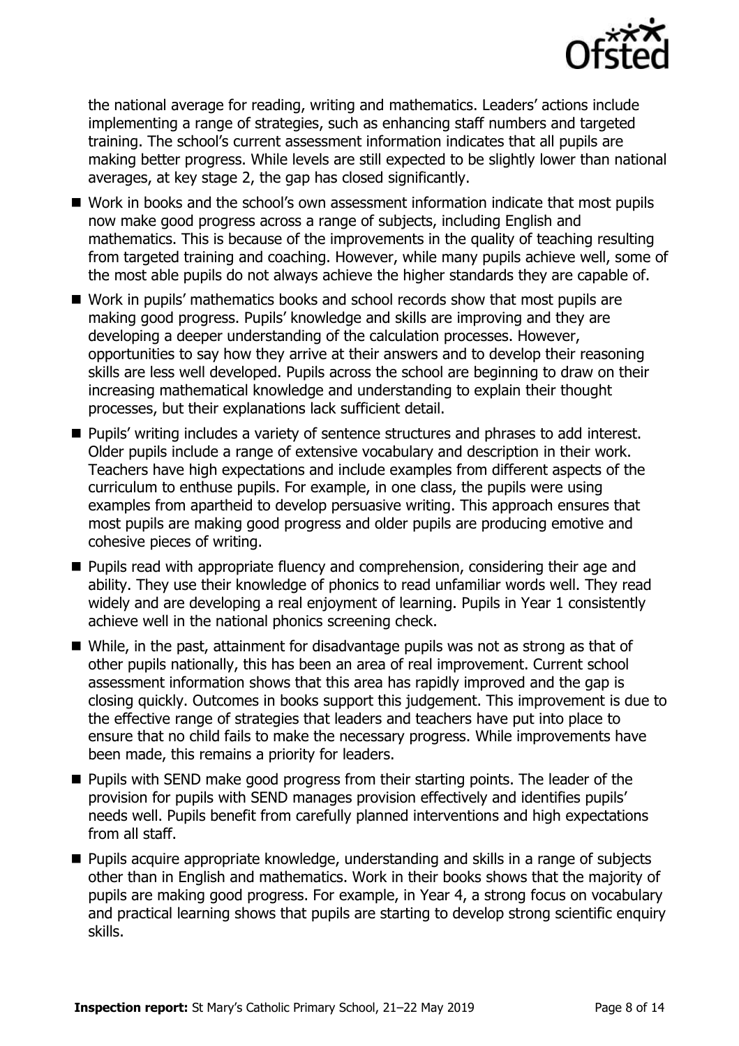the national average for reading, writing and mathematics. Leaders' actions include implementing a range of strategies, such as enhancing staff numbers and targeted training. The school's current assessment information indicates that all pupils are making better progress. While levels are still expected to be slightly lower than national averages, at key stage 2, the gap has closed significantly.

- Work in books and the school's own assessment information indicate that most pupils now make good progress across a range of subjects, including English and mathematics. This is because of the improvements in the quality of teaching resulting from targeted training and coaching. However, while many pupils achieve well, some of the most able pupils do not always achieve the higher standards they are capable of.
- Work in pupils' mathematics books and school records show that most pupils are making good progress. Pupils' knowledge and skills are improving and they are developing a deeper understanding of the calculation processes. However, opportunities to say how they arrive at their answers and to develop their reasoning skills are less well developed. Pupils across the school are beginning to draw on their increasing mathematical knowledge and understanding to explain their thought processes, but their explanations lack sufficient detail.
- Pupils' writing includes a variety of sentence structures and phrases to add interest. Older pupils include a range of extensive vocabulary and description in their work. Teachers have high expectations and include examples from different aspects of the curriculum to enthuse pupils. For example, in one class, the pupils were using examples from apartheid to develop persuasive writing. This approach ensures that most pupils are making good progress and older pupils are producing emotive and cohesive pieces of writing.
- Pupils read with appropriate fluency and comprehension, considering their age and ability. They use their knowledge of phonics to read unfamiliar words well. They read widely and are developing a real enjoyment of learning. Pupils in Year 1 consistently achieve well in the national phonics screening check.
- While, in the past, attainment for disadvantage pupils was not as strong as that of other pupils nationally, this has been an area of real improvement. Current school assessment information shows that this area has rapidly improved and the gap is closing quickly. Outcomes in books support this judgement. This improvement is due to the effective range of strategies that leaders and teachers have put into place to ensure that no child fails to make the necessary progress. While improvements have been made, this remains a priority for leaders.
- Pupils with SEND make good progress from their starting points. The leader of the provision for pupils with SEND manages provision effectively and identifies pupils' needs well. Pupils benefit from carefully planned interventions and high expectations from all staff.
- Pupils acquire appropriate knowledge, understanding and skills in a range of subjects other than in English and mathematics. Work in their books shows that the majority of pupils are making good progress. For example, in Year 4, a strong focus on vocabulary and practical learning shows that pupils are starting to develop strong scientific enquiry skills.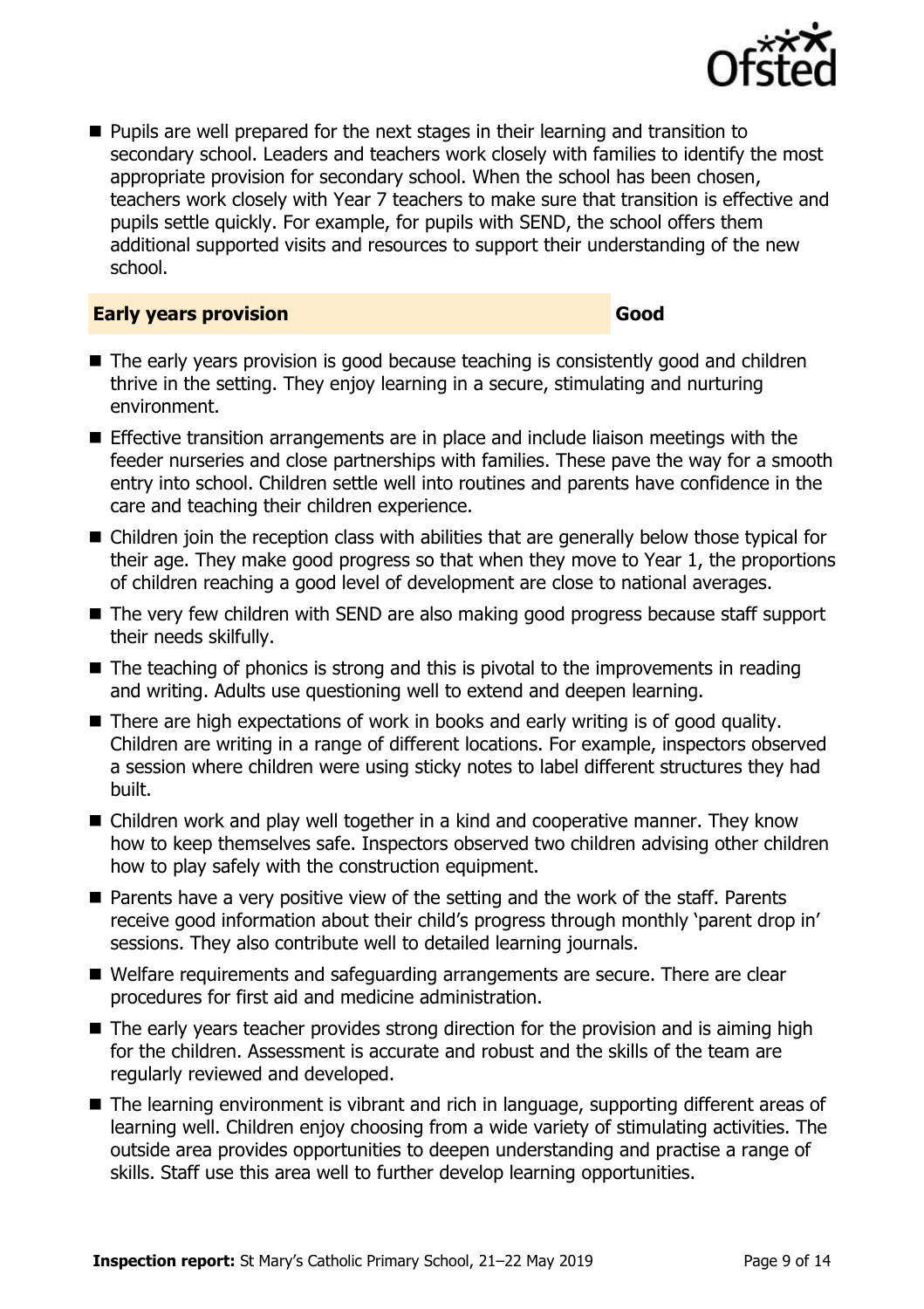- Pupils are well prepared for the next stages in their learning and transition to secondary school. Leaders and teachers work closely with families to identify the most appropriate provision for secondary school. When the school has been chosen, teachers work closely with Year 7 teachers to make sure that transition is effective and pupils settle quickly. For example, for pupils with SEND, the school offers them additional supported visits and resources to support their understanding of the new school.

## Early years provision — Good

- The early years provision is good because teaching is consistently good and children thrive in the setting. They enjoy learning in a secure, stimulating and nurturing environment.
- Effective transition arrangements are in place and include liaison meetings with the feeder nurseries and close partnerships with families. These pave the way for a smooth entry into school. Children settle well into routines and parents have confidence in the care and teaching their children experience.
- Children join the reception class with abilities that are generally below those typical for their age. They make good progress so that when they move to Year 1, the proportions of children reaching a good level of development are close to national averages.
- The very few children with SEND are also making good progress because staff support their needs skilfully.
- The teaching of phonics is strong and this is pivotal to the improvements in reading and writing. Adults use questioning well to extend and deepen learning.
- There are high expectations of work in books and early writing is of good quality. Children are writing in a range of different locations. For example, inspectors observed a session where children were using sticky notes to label different structures they had built.
- Children work and play well together in a kind and cooperative manner. They know how to keep themselves safe. Inspectors observed two children advising other children how to play safely with the construction equipment.
- Parents have a very positive view of the setting and the work of the staff. Parents receive good information about their child's progress through monthly 'parent drop in' sessions. They also contribute well to detailed learning journals.
- Welfare requirements and safeguarding arrangements are secure. There are clear procedures for first aid and medicine administration.
- The early years teacher provides strong direction for the provision and is aiming high for the children. Assessment is accurate and robust and the skills of the team are regularly reviewed and developed.
- The learning environment is vibrant and rich in language, supporting different areas of learning well. Children enjoy choosing from a wide variety of stimulating activities. The outside area provides opportunities to deepen understanding and practise a range of skills. Staff use this area well to further develop learning opportunities.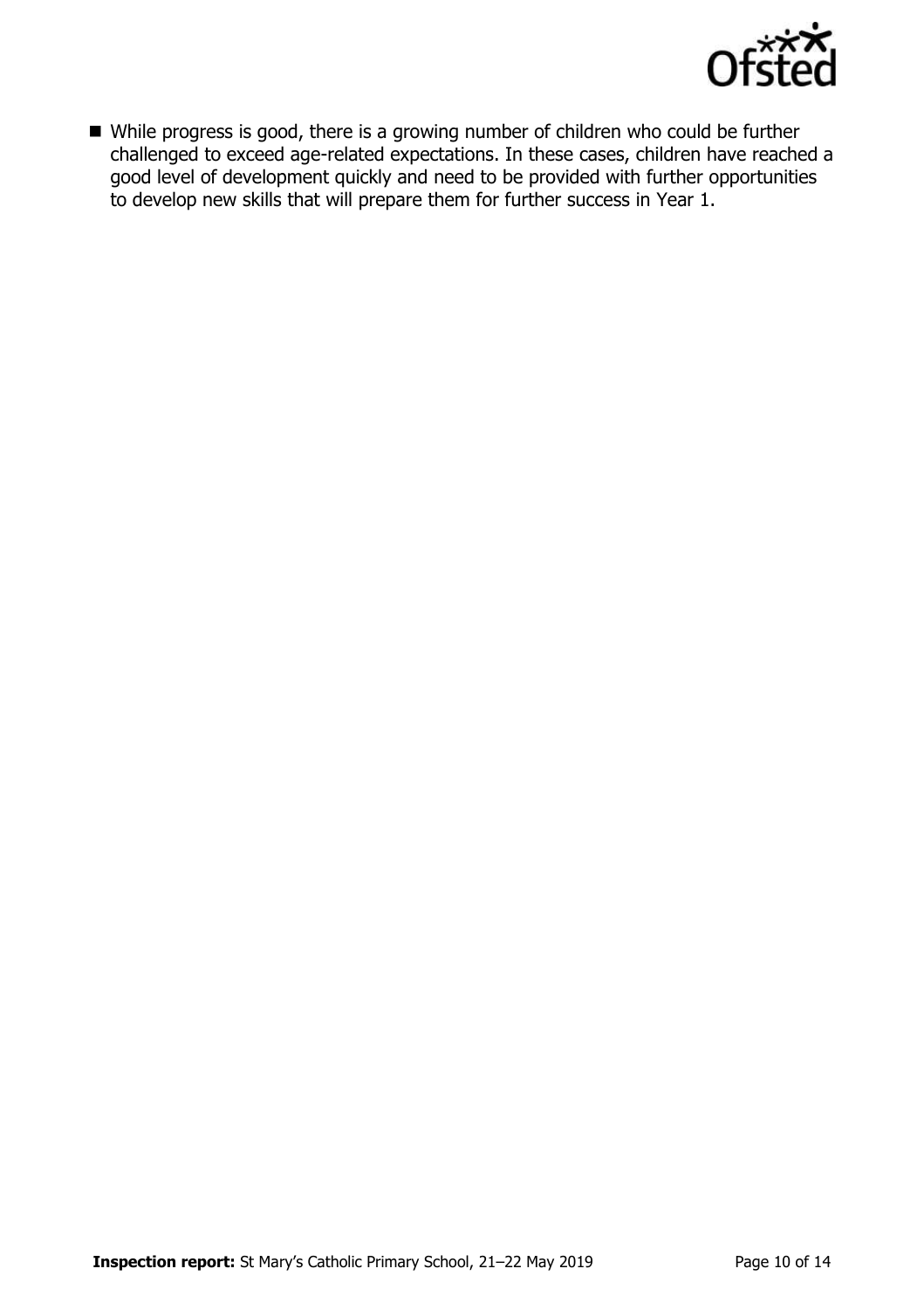- While progress is good, there is a growing number of children who could be further challenged to exceed age-related expectations. In these cases, children have reached a good level of development quickly and need to be provided with further opportunities to develop new skills that will prepare them for further success in Year 1.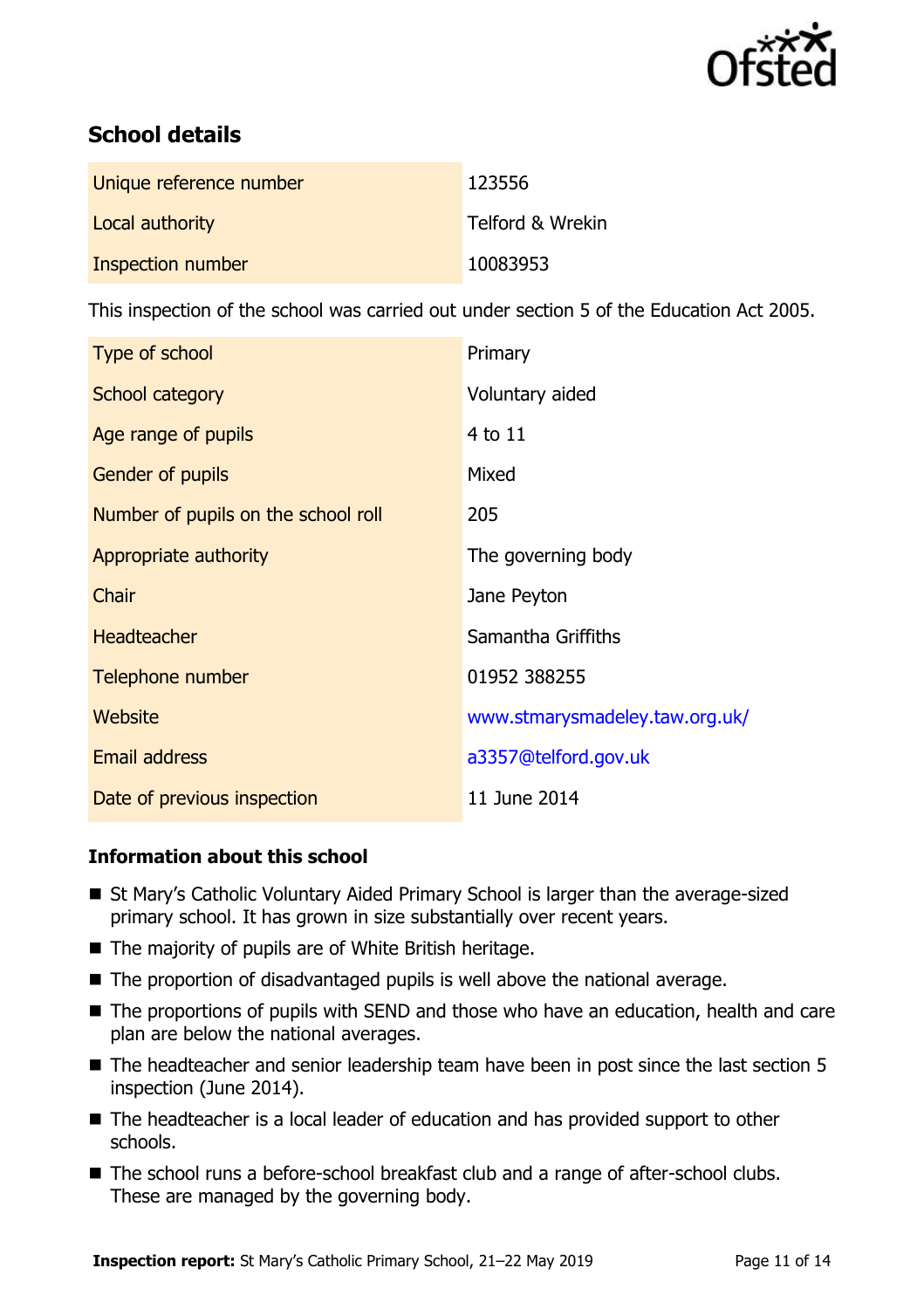## School details

| Unique reference number | 123556 |
| --- | --- |
| Local authority | Telford & Wrekin |
| Inspection number | 10083953 |

This inspection of the school was carried out under section 5 of the Education Act 2005.

| Type of school | Primary |
| --- | --- |
| School category | Voluntary aided |
| Age range of pupils | 4 to 11 |
| Gender of pupils | Mixed |
| Number of pupils on the school roll | 205 |
| Appropriate authority | The governing body |
| Chair | Jane Peyton |
| Headteacher | Samantha Griffiths |
| Telephone number | 01952 388255 |
| Website | www.stmarysmadeley.taw.org.uk/ |
| Email address | a3357@telford.gov.uk |
| Date of previous inspection | 11 June 2014 |

### Information about this school

- St Mary's Catholic Voluntary Aided Primary School is larger than the average-sized primary school. It has grown in size substantially over recent years.
- The majority of pupils are of White British heritage.
- The proportion of disadvantaged pupils is well above the national average.
- The proportions of pupils with SEND and those who have an education, health and care plan are below the national averages.
- The headteacher and senior leadership team have been in post since the last section 5 inspection (June 2014).
- The headteacher is a local leader of education and has provided support to other schools.
- The school runs a before-school breakfast club and a range of after-school clubs. These are managed by the governing body.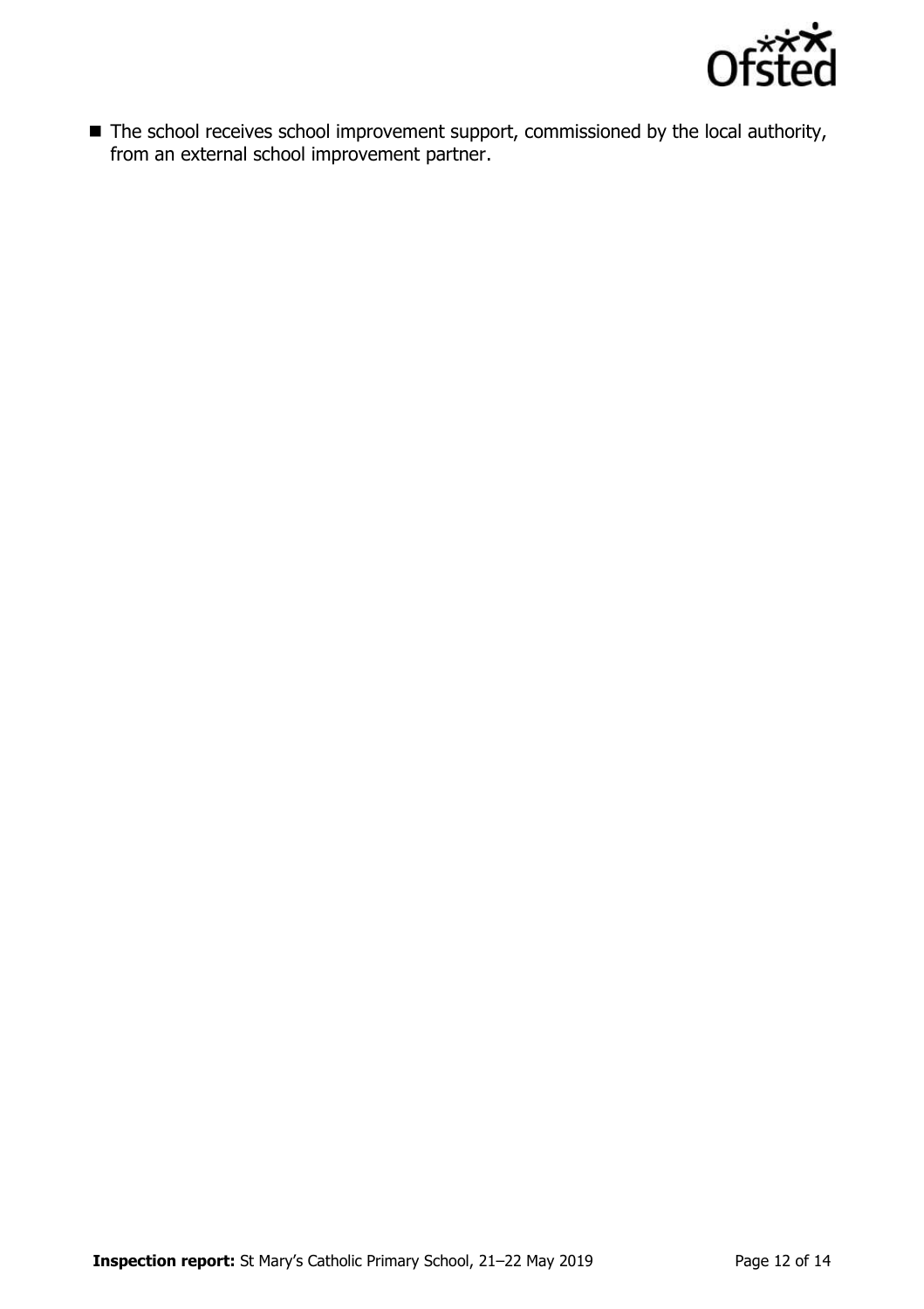- The school receives school improvement support, commissioned by the local authority, from an external school improvement partner.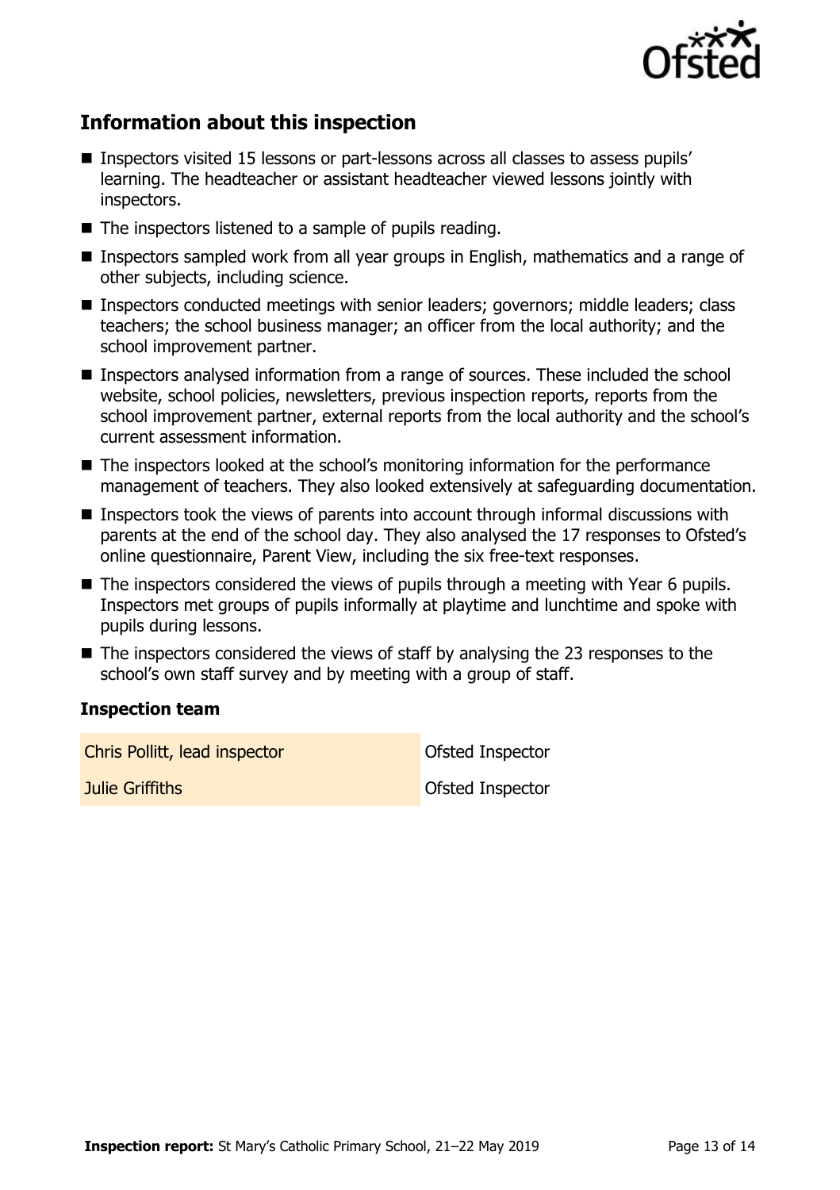## Information about this inspection

- Inspectors visited 15 lessons or part-lessons across all classes to assess pupils' learning. The headteacher or assistant headteacher viewed lessons jointly with inspectors.
- The inspectors listened to a sample of pupils reading.
- Inspectors sampled work from all year groups in English, mathematics and a range of other subjects, including science.
- Inspectors conducted meetings with senior leaders; governors; middle leaders; class teachers; the school business manager; an officer from the local authority; and the school improvement partner.
- Inspectors analysed information from a range of sources. These included the school website, school policies, newsletters, previous inspection reports, reports from the school improvement partner, external reports from the local authority and the school's current assessment information.
- The inspectors looked at the school's monitoring information for the performance management of teachers. They also looked extensively at safeguarding documentation.
- Inspectors took the views of parents into account through informal discussions with parents at the end of the school day. They also analysed the 17 responses to Ofsted's online questionnaire, Parent View, including the six free-text responses.
- The inspectors considered the views of pupils through a meeting with Year 6 pupils. Inspectors met groups of pupils informally at playtime and lunchtime and spoke with pupils during lessons.
- The inspectors considered the views of staff by analysing the 23 responses to the school's own staff survey and by meeting with a group of staff.

### Inspection team

| | |
|---|---|
| Chris Pollitt, lead inspector | Ofsted Inspector |
| Julie Griffiths | Ofsted Inspector |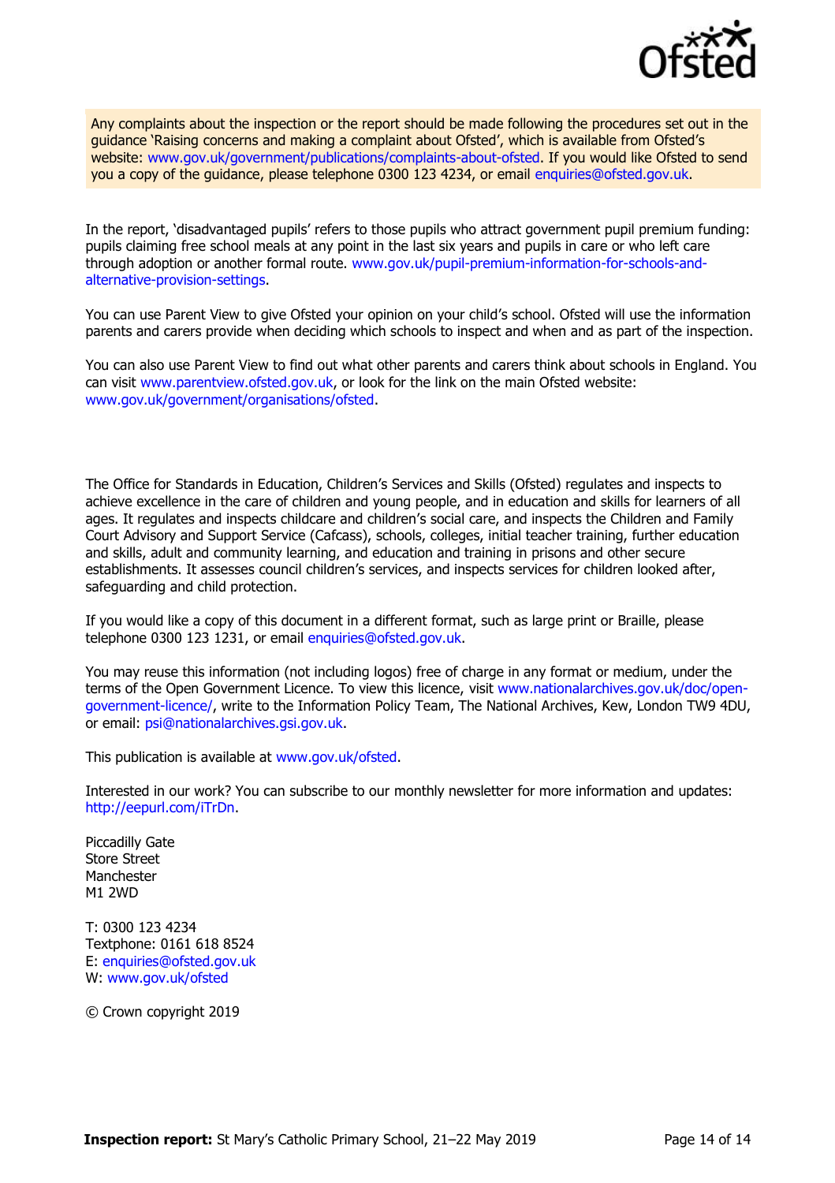Any complaints about the inspection or the report should be made following the procedures set out in the guidance 'Raising concerns and making a complaint about Ofsted', which is available from Ofsted's website: www.gov.uk/government/publications/complaints-about-ofsted. If you would like Ofsted to send you a copy of the guidance, please telephone 0300 123 4234, or email enquiries@ofsted.gov.uk.

In the report, 'disadvantaged pupils' refers to those pupils who attract government pupil premium funding: pupils claiming free school meals at any point in the last six years and pupils in care or who left care through adoption or another formal route. www.gov.uk/pupil-premium-information-for-schools-and-alternative-provision-settings.

You can use Parent View to give Ofsted your opinion on your child's school. Ofsted will use the information parents and carers provide when deciding which schools to inspect and when and as part of the inspection.

You can also use Parent View to find out what other parents and carers think about schools in England. You can visit www.parentview.ofsted.gov.uk, or look for the link on the main Ofsted website: www.gov.uk/government/organisations/ofsted.

The Office for Standards in Education, Children's Services and Skills (Ofsted) regulates and inspects to achieve excellence in the care of children and young people, and in education and skills for learners of all ages. It regulates and inspects childcare and children's social care, and inspects the Children and Family Court Advisory and Support Service (Cafcass), schools, colleges, initial teacher training, further education and skills, adult and community learning, and education and training in prisons and other secure establishments. It assesses council children's services, and inspects services for children looked after, safeguarding and child protection.

If you would like a copy of this document in a different format, such as large print or Braille, please telephone 0300 123 1231, or email enquiries@ofsted.gov.uk.

You may reuse this information (not including logos) free of charge in any format or medium, under the terms of the Open Government Licence. To view this licence, visit www.nationalarchives.gov.uk/doc/open-government-licence/, write to the Information Policy Team, The National Archives, Kew, London TW9 4DU, or email: psi@nationalarchives.gsi.gov.uk.

This publication is available at www.gov.uk/ofsted.

Interested in our work? You can subscribe to our monthly newsletter for more information and updates: http://eepurl.com/iTrDn.

Piccadilly Gate
Store Street
Manchester
M1 2WD

T: 0300 123 4234
Textphone: 0161 618 8524
E: enquiries@ofsted.gov.uk
W: www.gov.uk/ofsted

© Crown copyright 2019